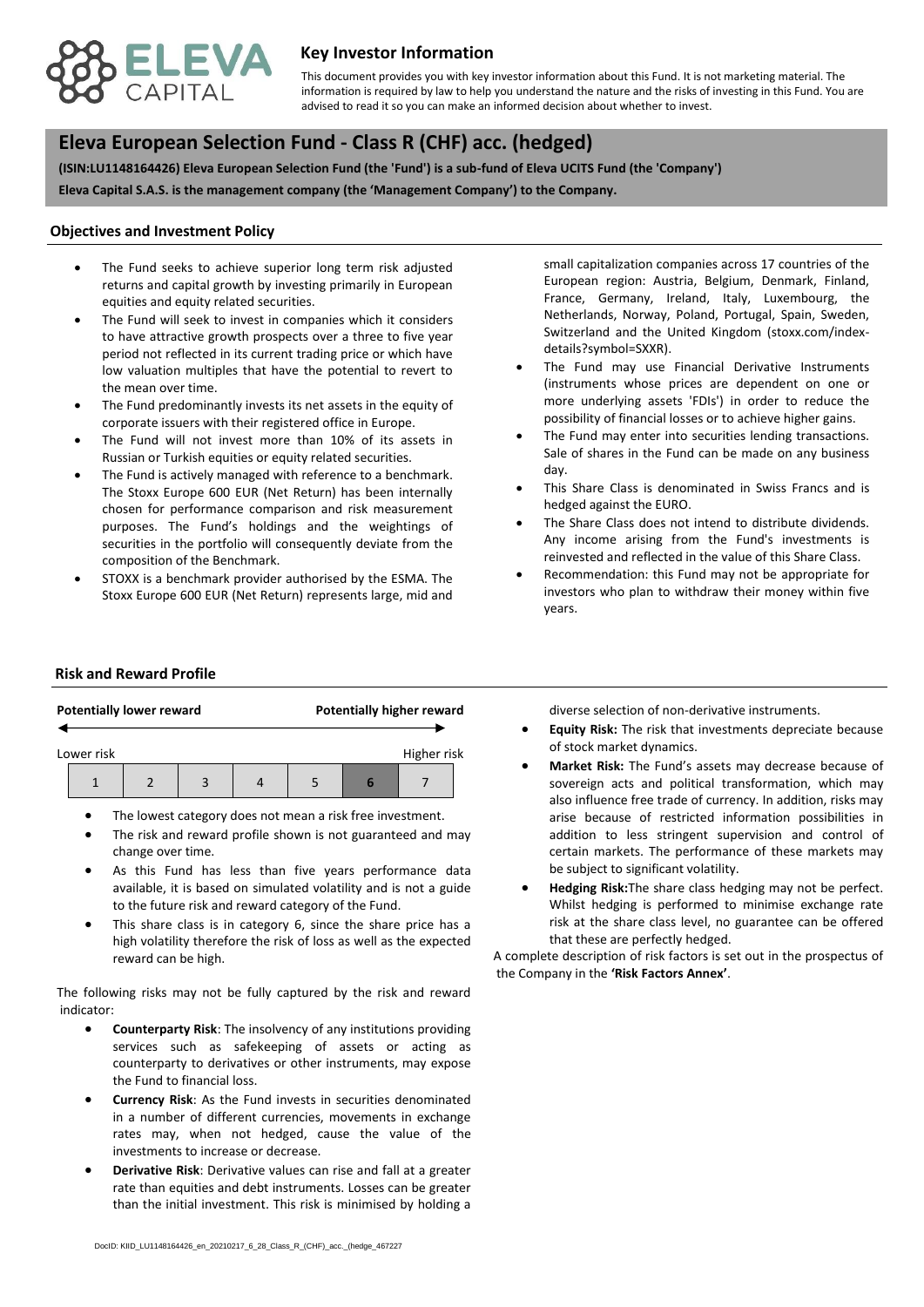# Key Investor Information

This document provides you with key investor information about this Fund. It is not marketing material. The information is required by law to help you understand the nature and the risks of investing in this Fund. You are advised to read it so you can make an informed decision about whether to invest.

# Eleva European Selection Fund - Class R (CHF) acc. (hedged)

**(ISIN:LU1148164426) Eleva European Selection Fund (the 'Fund') is a sub-fund of Eleva UCITS Fund (the 'Company')**

**Eleva Capital S.A.S. is the management company (the 'Management Company') to the Company.**

## Objectives and Investment Policy

- The Fund seeks to achieve superior long term risk adjusted returns and capital growth by investing primarily in European equities and equity related securities.
- The Fund will seek to invest in companies which it considers to have attractive growth prospects over a three to five year period not reflected in its current trading price or which have low valuation multiples that have the potential to revert to the mean over time.
- The Fund predominantly invests its net assets in the equity of corporate issuers with their registered office in Europe.
- The Fund will not invest more than 10% of its assets in Russian or Turkish equities or equity related securities.
- The Fund is actively managed with reference to a benchmark. The Stoxx Europe 600 EUR (Net Return) has been internally chosen for performance comparison and risk measurement purposes. The Fund's holdings and the weightings of securities in the portfolio will consequently deviate from the composition of the Benchmark.
- STOXX is a benchmark provider authorised by the ESMA. The Stoxx Europe 600 EUR (Net Return) represents large, mid and small capitalization companies across 17 countries of the European region: Austria, Belgium, Denmark, Finland, France, Germany, Ireland, Italy, Luxembourg, the Netherlands, Norway, Poland, Portugal, Spain, Sweden, Switzerland and the United Kingdom (stoxx.com/index-details?symbol=SXXR).
- The Fund may use Financial Derivative Instruments (instruments whose prices are dependent on one or more underlying assets 'FDIs') in order to reduce the possibility of financial losses or to achieve higher gains.
- The Fund may enter into securities lending transactions. Sale of shares in the Fund can be made on any business day.
- This Share Class is denominated in Swiss Francs and is hedged against the EURO.
- The Share Class does not intend to distribute dividends. Any income arising from the Fund's investments is reinvested and reflected in the value of this Share Class.
- Recommendation: this Fund may not be appropriate for investors who plan to withdraw their money within five years.

## Risk and Reward Profile

**Potentially lower reward** ← → **Potentially higher reward**

Lower risk ← → Higher risk

| 1 | 2 | 3 | 4 | 5 | **6** | 7 |
|---|---|---|---|---|---|---|

- The lowest category does not mean a risk free investment.
- The risk and reward profile shown is not guaranteed and may change over time.
- As this Fund has less than five years performance data available, it is based on simulated volatility and is not a guide to the future risk and reward category of the Fund.
- This share class is in category 6, since the share price has a high volatility therefore the risk of loss as well as the expected reward can be high.

The following risks may not be fully captured by the risk and reward indicator:

- **Counterparty Risk**: The insolvency of any institutions providing services such as safekeeping of assets or acting as counterparty to derivatives or other instruments, may expose the Fund to financial loss.
- **Currency Risk**: As the Fund invests in securities denominated in a number of different currencies, movements in exchange rates may, when not hedged, cause the value of the investments to increase or decrease.
- **Derivative Risk**: Derivative values can rise and fall at a greater rate than equities and debt instruments. Losses can be greater than the initial investment. This risk is minimised by holding a diverse selection of non-derivative instruments.
- **Equity Risk:** The risk that investments depreciate because of stock market dynamics.
- **Market Risk:** The Fund's assets may decrease because of sovereign acts and political transformation, which may also influence free trade of currency. In addition, risks may arise because of restricted information possibilities in addition to less stringent supervision and control of certain markets. The performance of these markets may be subject to significant volatility.
- **Hedging Risk:** The share class hedging may not be perfect. Whilst hedging is performed to minimise exchange rate risk at the share class level, no guarantee can be offered that these are perfectly hedged.

A complete description of risk factors is set out in the prospectus of the Company in the **'Risk Factors Annex'**.

DocID: KIID_LU1148164426_en_20210217_6_28_Class_R_(CHF)_acc._(hedge_467227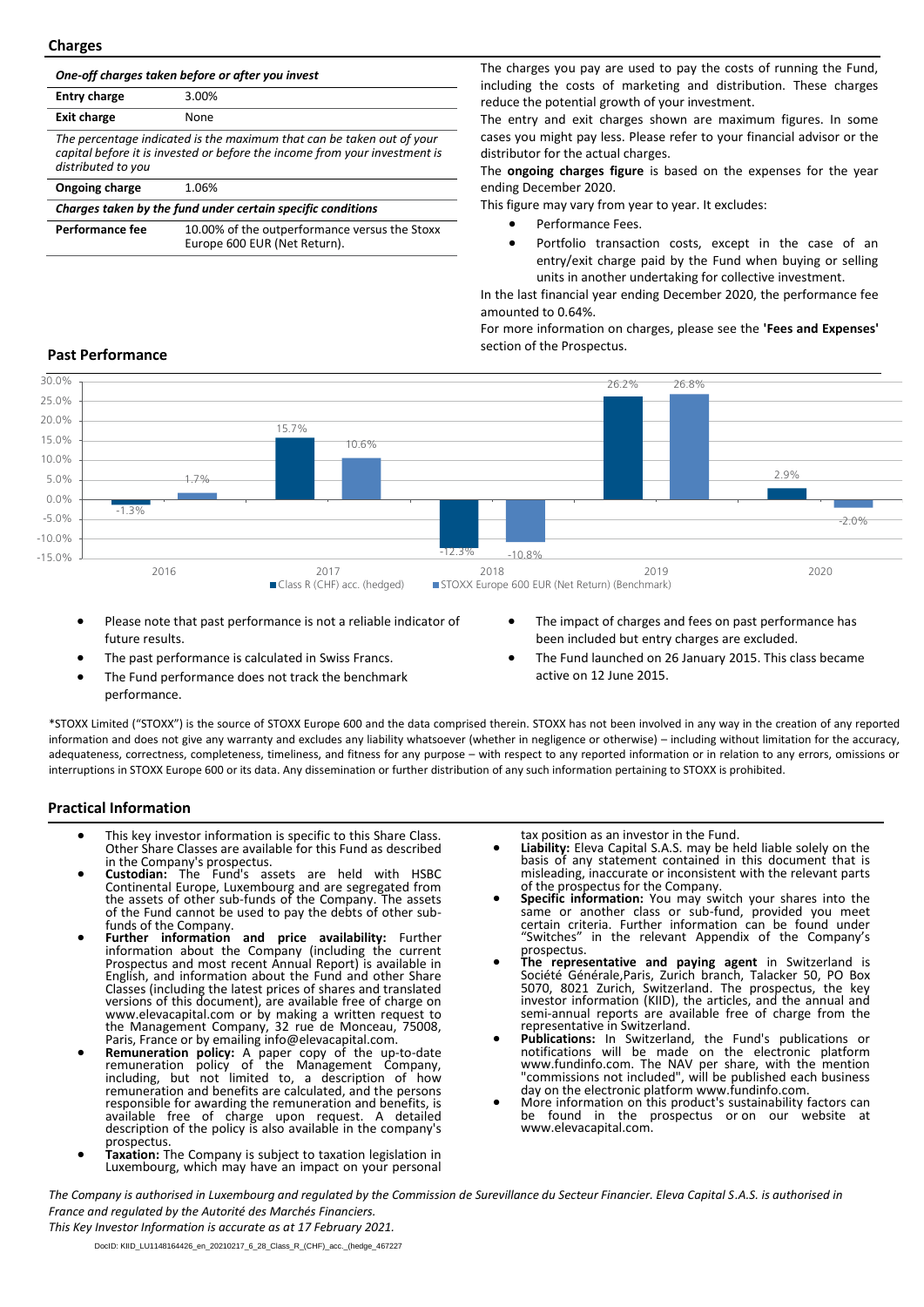## Charges

| | |
|---|---|
| ***One-off charges taken before or after you invest*** | |
| **Entry charge** | 3.00% |
| **Exit charge** | None |
| *The percentage indicated is the maximum that can be taken out of your capital before it is invested or before the income from your investment is distributed to you* | |
| **Ongoing charge** | 1.06% |
| ***Charges taken by the fund under certain specific conditions*** | |
| **Performance fee** | 10.00% of the outperformance versus the Stoxx Europe 600 EUR (Net Return). |

The charges you pay are used to pay the costs of running the Fund, including the costs of marketing and distribution. These charges reduce the potential growth of your investment.

The entry and exit charges shown are maximum figures. In some cases you might pay less. Please refer to your financial advisor or the distributor for the actual charges.

The **ongoing charges figure** is based on the expenses for the year ending December 2020.

This figure may vary from year to year. It excludes:

- Performance Fees.
- Portfolio transaction costs, except in the case of an entry/exit charge paid by the Fund when buying or selling units in another undertaking for collective investment.

In the last financial year ending December 2020, the performance fee amounted to 0.64%.

For more information on charges, please see the **'Fees and Expenses'** section of the Prospectus.

## Past Performance

30.0%
25.0%
20.0%
15.0%
10.0%
5.0%
0.0%
-5.0%
-10.0%
-15.0%

2016: -1.3% / 1.7%
2017: 15.7% / 10.6%
2018: -12.3% / -10.8%
2019: 26.2% / 26.8%
2020: 2.9% / -2.0%

Class R (CHF) acc. (hedged)
STOXX Europe 600 EUR (Net Return) (Benchmark)

- Please note that past performance is not a reliable indicator of future results.
- The past performance is calculated in Swiss Francs.
- The Fund performance does not track the benchmark performance.
- The impact of charges and fees on past performance has been included but entry charges are excluded.
- The Fund launched on 26 January 2015. This class became active on 12 June 2015.

*STOXX Limited ("STOXX") is the source of STOXX Europe 600 and the data comprised therein. STOXX has not been involved in any way in the creation of any reported information and does not give any warranty and excludes any liability whatsoever (whether in negligence or otherwise) – including without limitation for the accuracy, adequateness, correctness, completeness, timeliness, and fitness for any purpose – with respect to any reported information or in relation to any errors, omissions or interruptions in STOXX Europe 600 or its data. Any dissemination or further distribution of any such information pertaining to STOXX is prohibited.

## Practical Information

- This key investor information is specific to this Share Class. Other Share Classes are available for this Fund as described in the Company's prospectus.
- **Custodian:** The Fund's assets are held with HSBC Continental Europe, Luxembourg and are segregated from the assets of other sub-funds of the Company. The assets of the Fund cannot be used to pay the debts of other sub-funds of the Company.
- **Further information and price availability:** Further information about the Company (including the current Prospectus and most recent Annual Report) is available in English, and information about the Fund and other Share Classes (including the latest prices of shares and translated versions of this document), are available free of charge on www.elevacapital.com or by making a written request to the Management Company, 32 rue de Monceau, 75008, Paris, France or by emailing info@elevacapital.com.
- **Remuneration policy:** A paper copy of the up-to-date remuneration policy of the Management Company, including, but not limited to, a description of how remuneration and benefits are calculated, and the persons responsible for awarding the remuneration and benefits, is available free of charge upon request. A detailed description of the policy is also available in the company's prospectus.
- **Taxation:** The Company is subject to taxation legislation in Luxembourg, which may have an impact on your personal tax position as an investor in the Fund.
- **Liability:** Eleva Capital S.A.S. may be held liable solely on the basis of any statement contained in this document that is misleading, inaccurate or inconsistent with the relevant parts of the prospectus for the Company.
- **Specific information:** You may switch your shares into the same or another class or sub-fund, provided you meet certain criteria. Further information can be found under "Switches" in the relevant Appendix of the Company's prospectus.
- **The representative and paying agent** in Switzerland is Société Générale,Paris, Zurich branch, Talacker 50, PO Box 5070, 8021 Zurich, Switzerland. The prospectus, the key investor information (KIID), the articles, and the annual and semi-annual reports are available free of charge from the representative in Switzerland.
- **Publications:** In Switzerland, the Fund's publications or notifications will be made on the electronic platform www.fundinfo.com. The NAV per share, with the mention "commissions not included", will be published each business day on the electronic platform www.fundinfo.com.
- More information on this product's sustainability factors can be found in the prospectus or on our website at www.elevacapital.com.

*The Company is authorised in Luxembourg and regulated by the Commission de Surevillance du Secteur Financier. Eleva Capital S.A.S. is authorised in France and regulated by the Autorité des Marchés Financiers.*

*This Key Investor Information is accurate as at 17 February 2021.*

DocID: KIID_LU1148164426_en_20210217_6_28_Class_R_(CHF)_acc._(hedge_467227